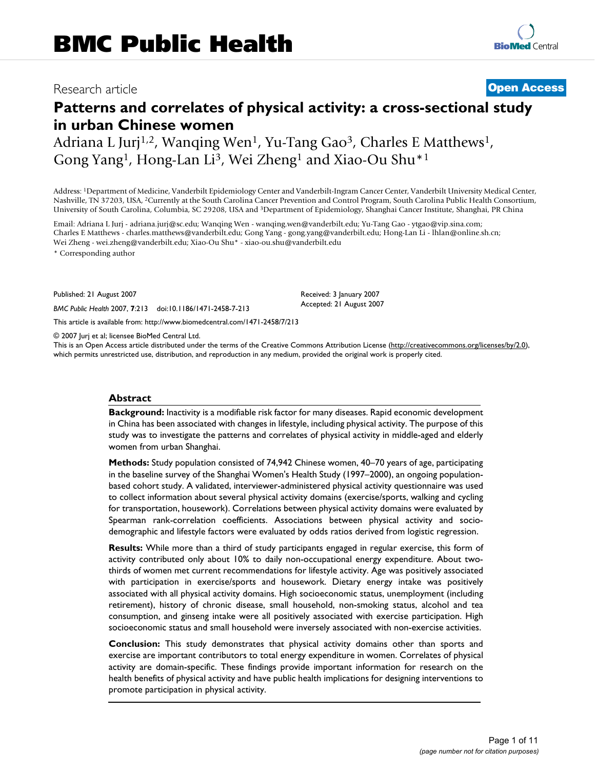# BMC Public Health

Research article

**Open Access**

# Patterns and correlates of physical activity: a cross-sectional study in urban Chinese women

Adriana L Jurj[1,2], Wanqing Wen[1], Yu-Tang Gao[3], Charles E Matthews[1], Gong Yang[1], Hong-Lan Li[3], Wei Zheng[1] and Xiao-Ou Shu*[1]

Address: [1]Department of Medicine, Vanderbilt Epidemiology Center and Vanderbilt-Ingram Cancer Center, Vanderbilt University Medical Center, Nashville, TN 37203, USA, [2]Currently at the South Carolina Cancer Prevention and Control Program, South Carolina Public Health Consortium, University of South Carolina, Columbia, SC 29208, USA and [3]Department of Epidemiology, Shanghai Cancer Institute, Shanghai, PR China

Email: Adriana L Jurj - adriana.jurj@sc.edu; Wanqing Wen - wanqing.wen@vanderbilt.edu; Yu-Tang Gao - ytgao@vip.sina.com; Charles E Matthews - charles.matthews@vanderbilt.edu; Gong Yang - gong.yang@vanderbilt.edu; Hong-Lan Li - lhlan@online.sh.cn; Wei Zheng - wei.zheng@vanderbilt.edu; Xiao-Ou Shu* - xiao-ou.shu@vanderbilt.edu

* Corresponding author

Published: 21 August 2007

*BMC Public Health* 2007, **7**:213 doi:10.1186/1471-2458-7-213

Received: 3 January 2007

Accepted: 21 August 2007

This article is available from: http://www.biomedcentral.com/1471-2458/7/213

© 2007 Jurj et al; licensee BioMed Central Ltd.

This is an Open Access article distributed under the terms of the Creative Commons Attribution License (http://creativecommons.org/licenses/by/2.0), which permits unrestricted use, distribution, and reproduction in any medium, provided the original work is properly cited.

## Abstract

**Background:** Inactivity is a modifiable risk factor for many diseases. Rapid economic development in China has been associated with changes in lifestyle, including physical activity. The purpose of this study was to investigate the patterns and correlates of physical activity in middle-aged and elderly women from urban Shanghai.

**Methods:** Study population consisted of 74,942 Chinese women, 40–70 years of age, participating in the baseline survey of the Shanghai Women's Health Study (1997–2000), an ongoing population-based cohort study. A validated, interviewer-administered physical activity questionnaire was used to collect information about several physical activity domains (exercise/sports, walking and cycling for transportation, housework). Correlations between physical activity domains were evaluated by Spearman rank-correlation coefficients. Associations between physical activity and socio-demographic and lifestyle factors were evaluated by odds ratios derived from logistic regression.

**Results:** While more than a third of study participants engaged in regular exercise, this form of activity contributed only about 10% to daily non-occupational energy expenditure. About two-thirds of women met current recommendations for lifestyle activity. Age was positively associated with participation in exercise/sports and housework. Dietary energy intake was positively associated with all physical activity domains. High socioeconomic status, unemployment (including retirement), history of chronic disease, small household, non-smoking status, alcohol and tea consumption, and ginseng intake were all positively associated with exercise participation. High socioeconomic status and small household were inversely associated with non-exercise activities.

**Conclusion:** This study demonstrates that physical activity domains other than sports and exercise are important contributors to total energy expenditure in women. Correlates of physical activity are domain-specific. These findings provide important information for research on the health benefits of physical activity and have public health implications for designing interventions to promote participation in physical activity.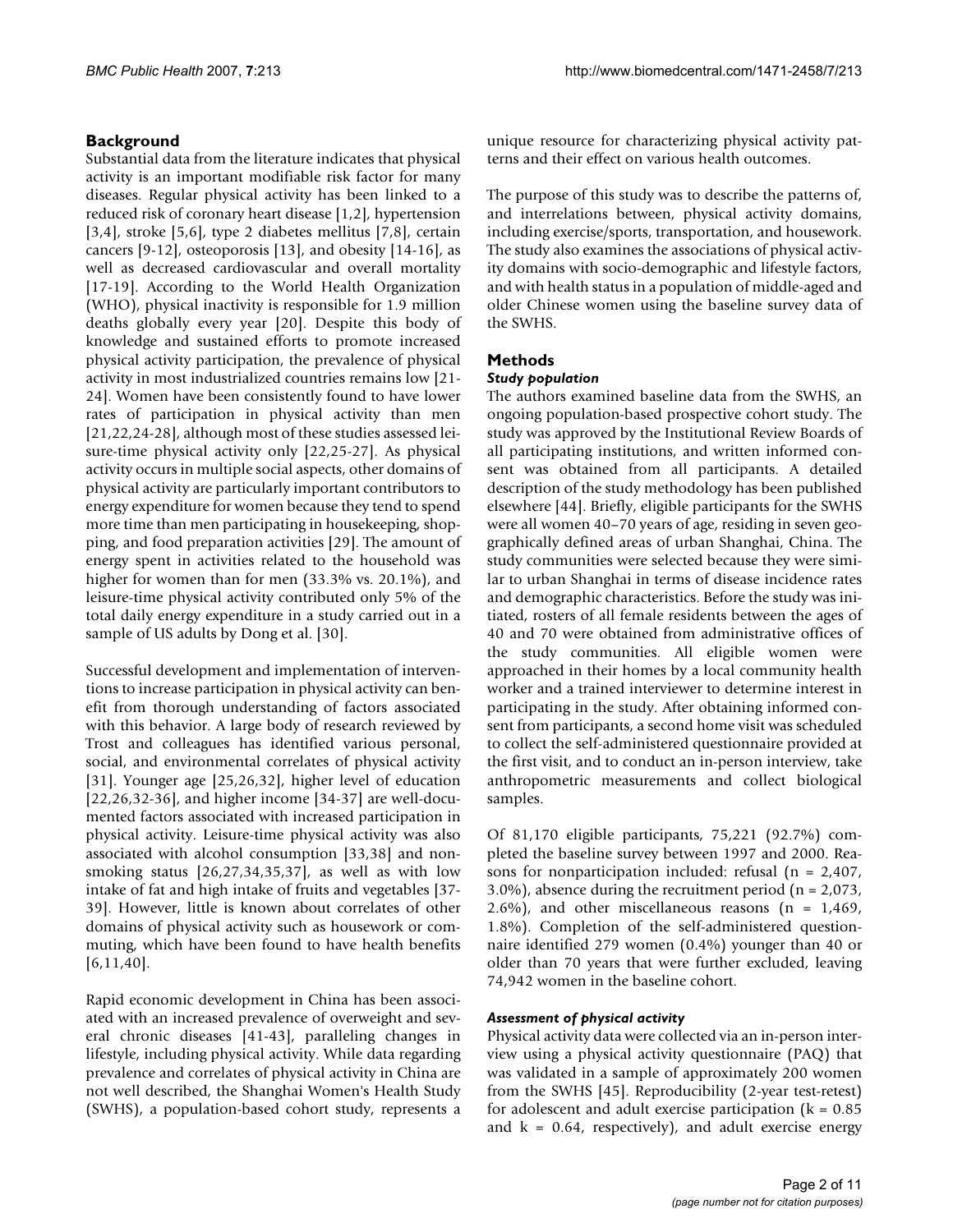## Background

Substantial data from the literature indicates that physical activity is an important modifiable risk factor for many diseases. Regular physical activity has been linked to a reduced risk of coronary heart disease [1,2], hypertension [3,4], stroke [5,6], type 2 diabetes mellitus [7,8], certain cancers [9-12], osteoporosis [13], and obesity [14-16], as well as decreased cardiovascular and overall mortality [17-19]. According to the World Health Organization (WHO), physical inactivity is responsible for 1.9 million deaths globally every year [20]. Despite this body of knowledge and sustained efforts to promote increased physical activity participation, the prevalence of physical activity in most industrialized countries remains low [21-24]. Women have been consistently found to have lower rates of participation in physical activity than men [21,22,24-28], although most of these studies assessed leisure-time physical activity only [22,25-27]. As physical activity occurs in multiple social aspects, other domains of physical activity are particularly important contributors to energy expenditure for women because they tend to spend more time than men participating in housekeeping, shopping, and food preparation activities [29]. The amount of energy spent in activities related to the household was higher for women than for men (33.3% vs. 20.1%), and leisure-time physical activity contributed only 5% of the total daily energy expenditure in a study carried out in a sample of US adults by Dong et al. [30].

Successful development and implementation of interventions to increase participation in physical activity can benefit from thorough understanding of factors associated with this behavior. A large body of research reviewed by Trost and colleagues has identified various personal, social, and environmental correlates of physical activity [31]. Younger age [25,26,32], higher level of education [22,26,32-36], and higher income [34-37] are well-documented factors associated with increased participation in physical activity. Leisure-time physical activity was also associated with alcohol consumption [33,38] and nonsmoking status [26,27,34,35,37], as well as with low intake of fat and high intake of fruits and vegetables [37-39]. However, little is known about correlates of other domains of physical activity such as housework or commuting, which have been found to have health benefits [6,11,40].

Rapid economic development in China has been associated with an increased prevalence of overweight and several chronic diseases [41-43], paralleling changes in lifestyle, including physical activity. While data regarding prevalence and correlates of physical activity in China are not well described, the Shanghai Women's Health Study (SWHS), a population-based cohort study, represents a unique resource for characterizing physical activity patterns and their effect on various health outcomes.

The purpose of this study was to describe the patterns of, and interrelations between, physical activity domains, including exercise/sports, transportation, and housework. The study also examines the associations of physical activity domains with socio-demographic and lifestyle factors, and with health status in a population of middle-aged and older Chinese women using the baseline survey data of the SWHS.

## Methods

### *Study population*

The authors examined baseline data from the SWHS, an ongoing population-based prospective cohort study. The study was approved by the Institutional Review Boards of all participating institutions, and written informed consent was obtained from all participants. A detailed description of the study methodology has been published elsewhere [44]. Briefly, eligible participants for the SWHS were all women 40–70 years of age, residing in seven geographically defined areas of urban Shanghai, China. The study communities were selected because they were similar to urban Shanghai in terms of disease incidence rates and demographic characteristics. Before the study was initiated, rosters of all female residents between the ages of 40 and 70 were obtained from administrative offices of the study communities. All eligible women were approached in their homes by a local community health worker and a trained interviewer to determine interest in participating in the study. After obtaining informed consent from participants, a second home visit was scheduled to collect the self-administered questionnaire provided at the first visit, and to conduct an in-person interview, take anthropometric measurements and collect biological samples.

Of 81,170 eligible participants, 75,221 (92.7%) completed the baseline survey between 1997 and 2000. Reasons for nonparticipation included: refusal (n = 2,407, 3.0%), absence during the recruitment period (n = 2,073, 2.6%), and other miscellaneous reasons (n = 1,469, 1.8%). Completion of the self-administered questionnaire identified 279 women (0.4%) younger than 40 or older than 70 years that were further excluded, leaving 74,942 women in the baseline cohort.

### *Assessment of physical activity*

Physical activity data were collected via an in-person interview using a physical activity questionnaire (PAQ) that was validated in a sample of approximately 200 women from the SWHS [45]. Reproducibility (2-year test-retest) for adolescent and adult exercise participation ($k = 0.85$ and $k = 0.64$, respectively), and adult exercise energy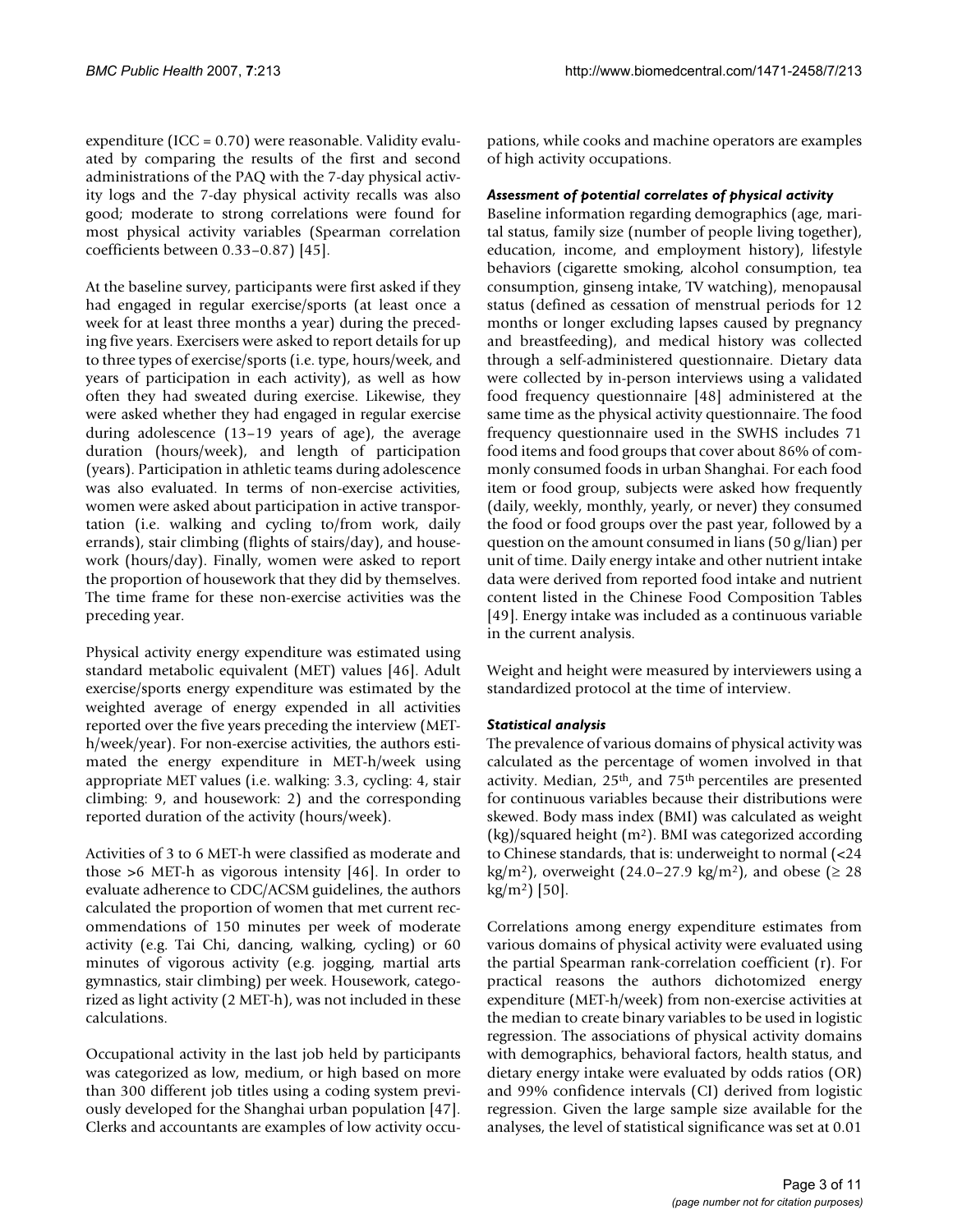expenditure (ICC = 0.70) were reasonable. Validity evaluated by comparing the results of the first and second administrations of the PAQ with the 7-day physical activity logs and the 7-day physical activity recalls was also good; moderate to strong correlations were found for most physical activity variables (Spearman correlation coefficients between 0.33–0.87) [45].

At the baseline survey, participants were first asked if they had engaged in regular exercise/sports (at least once a week for at least three months a year) during the preceding five years. Exercisers were asked to report details for up to three types of exercise/sports (i.e. type, hours/week, and years of participation in each activity), as well as how often they had sweated during exercise. Likewise, they were asked whether they had engaged in regular exercise during adolescence (13–19 years of age), the average duration (hours/week), and length of participation (years). Participation in athletic teams during adolescence was also evaluated. In terms of non-exercise activities, women were asked about participation in active transportation (i.e. walking and cycling to/from work, daily errands), stair climbing (flights of stairs/day), and housework (hours/day). Finally, women were asked to report the proportion of housework that they did by themselves. The time frame for these non-exercise activities was the preceding year.

Physical activity energy expenditure was estimated using standard metabolic equivalent (MET) values [46]. Adult exercise/sports energy expenditure was estimated by the weighted average of energy expended in all activities reported over the five years preceding the interview (MET-h/week/year). For non-exercise activities, the authors estimated the energy expenditure in MET-h/week using appropriate MET values (i.e. walking: 3.3, cycling: 4, stair climbing: 9, and housework: 2) and the corresponding reported duration of the activity (hours/week).

Activities of 3 to 6 MET-h were classified as moderate and those >6 MET-h as vigorous intensity [46]. In order to evaluate adherence to CDC/ACSM guidelines, the authors calculated the proportion of women that met current recommendations of 150 minutes per week of moderate activity (e.g. Tai Chi, dancing, walking, cycling) or 60 minutes of vigorous activity (e.g. jogging, martial arts gymnastics, stair climbing) per week. Housework, categorized as light activity (2 MET-h), was not included in these calculations.

Occupational activity in the last job held by participants was categorized as low, medium, or high based on more than 300 different job titles using a coding system previously developed for the Shanghai urban population [47]. Clerks and accountants are examples of low activity occupations, while cooks and machine operators are examples of high activity occupations.

### *Assessment of potential correlates of physical activity*

Baseline information regarding demographics (age, marital status, family size (number of people living together), education, income, and employment history), lifestyle behaviors (cigarette smoking, alcohol consumption, tea consumption, ginseng intake, TV watching), menopausal status (defined as cessation of menstrual periods for 12 months or longer excluding lapses caused by pregnancy and breastfeeding), and medical history was collected through a self-administered questionnaire. Dietary data were collected by in-person interviews using a validated food frequency questionnaire [48] administered at the same time as the physical activity questionnaire. The food frequency questionnaire used in the SWHS includes 71 food items and food groups that cover about 86% of commonly consumed foods in urban Shanghai. For each food item or food group, subjects were asked how frequently (daily, weekly, monthly, yearly, or never) they consumed the food or food groups over the past year, followed by a question on the amount consumed in lians (50 g/lian) per unit of time. Daily energy intake and other nutrient intake data were derived from reported food intake and nutrient content listed in the Chinese Food Composition Tables [49]. Energy intake was included as a continuous variable in the current analysis.

Weight and height were measured by interviewers using a standardized protocol at the time of interview.

### *Statistical analysis*

The prevalence of various domains of physical activity was calculated as the percentage of women involved in that activity. Median, 25th, and 75th percentiles are presented for continuous variables because their distributions were skewed. Body mass index (BMI) was calculated as weight (kg)/squared height ($m^2$). BMI was categorized according to Chinese standards, that is: underweight to normal (<24 kg/$m^2$), overweight (24.0–27.9 kg/$m^2$), and obese (≥ 28 kg/$m^2$) [50].

Correlations among energy expenditure estimates from various domains of physical activity were evaluated using the partial Spearman rank-correlation coefficient (r). For practical reasons the authors dichotomized energy expenditure (MET-h/week) from non-exercise activities at the median to create binary variables to be used in logistic regression. The associations of physical activity domains with demographics, behavioral factors, health status, and dietary energy intake were evaluated by odds ratios (OR) and 99% confidence intervals (CI) derived from logistic regression. Given the large sample size available for the analyses, the level of statistical significance was set at 0.01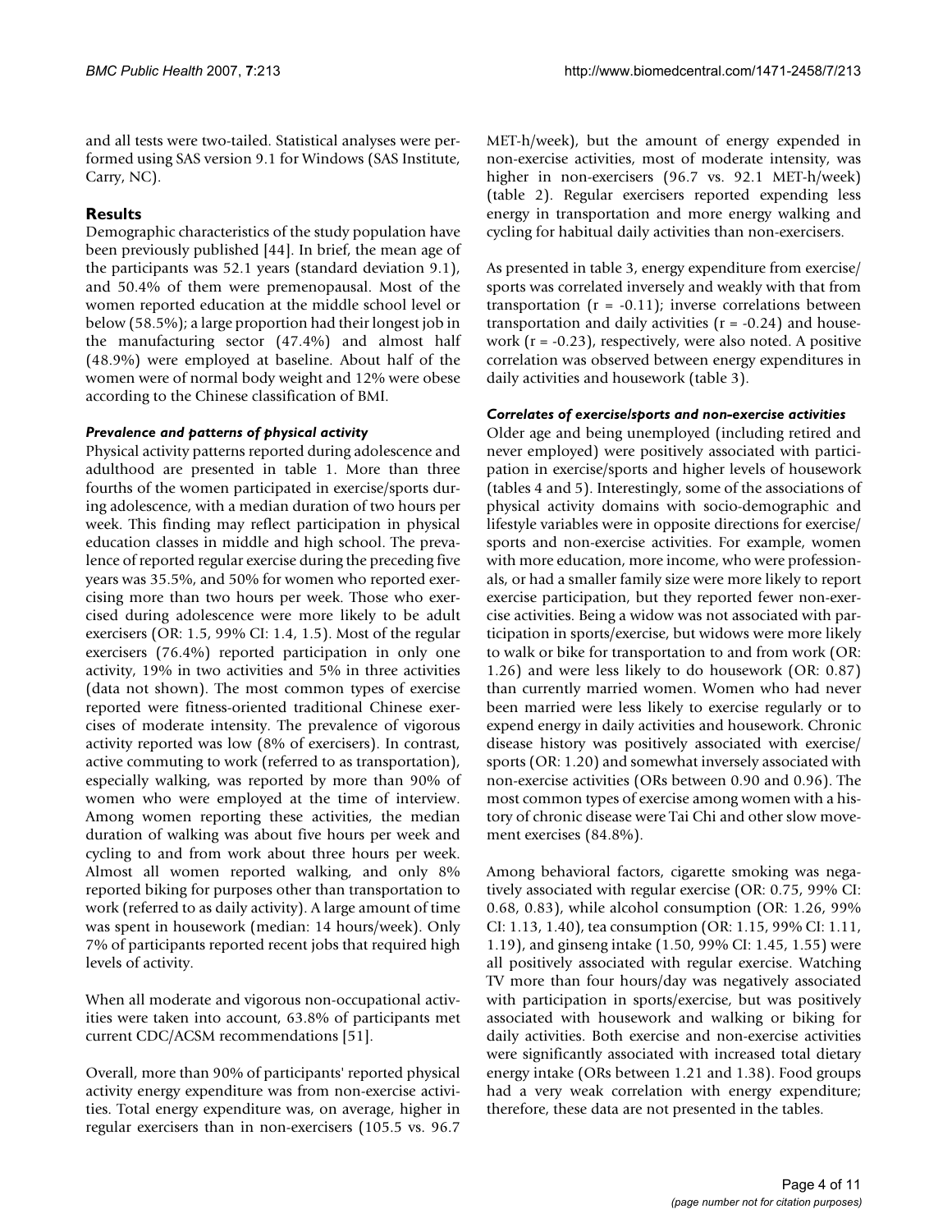and all tests were two-tailed. Statistical analyses were performed using SAS version 9.1 for Windows (SAS Institute, Carry, NC).

## Results

Demographic characteristics of the study population have been previously published [44]. In brief, the mean age of the participants was 52.1 years (standard deviation 9.1), and 50.4% of them were premenopausal. Most of the women reported education at the middle school level or below (58.5%); a large proportion had their longest job in the manufacturing sector (47.4%) and almost half (48.9%) were employed at baseline. About half of the women were of normal body weight and 12% were obese according to the Chinese classification of BMI.

### *Prevalence and patterns of physical activity*

Physical activity patterns reported during adolescence and adulthood are presented in table 1. More than three fourths of the women participated in exercise/sports during adolescence, with a median duration of two hours per week. This finding may reflect participation in physical education classes in middle and high school. The prevalence of reported regular exercise during the preceding five years was 35.5%, and 50% for women who reported exercising more than two hours per week. Those who exercised during adolescence were more likely to be adult exercisers (OR: 1.5, 99% CI: 1.4, 1.5). Most of the regular exercisers (76.4%) reported participation in only one activity, 19% in two activities and 5% in three activities (data not shown). The most common types of exercise reported were fitness-oriented traditional Chinese exercises of moderate intensity. The prevalence of vigorous activity reported was low (8% of exercisers). In contrast, active commuting to work (referred to as transportation), especially walking, was reported by more than 90% of women who were employed at the time of interview. Among women reporting these activities, the median duration of walking was about five hours per week and cycling to and from work about three hours per week. Almost all women reported walking, and only 8% reported biking for purposes other than transportation to work (referred to as daily activity). A large amount of time was spent in housework (median: 14 hours/week). Only 7% of participants reported recent jobs that required high levels of activity.

When all moderate and vigorous non-occupational activities were taken into account, 63.8% of participants met current CDC/ACSM recommendations [51].

Overall, more than 90% of participants' reported physical activity energy expenditure was from non-exercise activities. Total energy expenditure was, on average, higher in regular exercisers than in non-exercisers (105.5 vs. 96.7 MET-h/week), but the amount of energy expended in non-exercise activities, most of moderate intensity, was higher in non-exercisers (96.7 vs. 92.1 MET-h/week) (table 2). Regular exercisers reported expending less energy in transportation and more energy walking and cycling for habitual daily activities than non-exercisers.

As presented in table 3, energy expenditure from exercise/sports was correlated inversely and weakly with that from transportation ($r = -0.11$); inverse correlations between transportation and daily activities ($r = -0.24$) and housework ($r = -0.23$), respectively, were also noted. A positive correlation was observed between energy expenditures in daily activities and housework (table 3).

### *Correlates of exercise/sports and non-exercise activities*

Older age and being unemployed (including retired and never employed) were positively associated with participation in exercise/sports and higher levels of housework (tables 4 and 5). Interestingly, some of the associations of physical activity domains with socio-demographic and lifestyle variables were in opposite directions for exercise/sports and non-exercise activities. For example, women with more education, more income, who were professionals, or had a smaller family size were more likely to report exercise participation, but they reported fewer non-exercise activities. Being a widow was not associated with participation in sports/exercise, but widows were more likely to walk or bike for transportation to and from work (OR: 1.26) and were less likely to do housework (OR: 0.87) than currently married women. Women who had never been married were less likely to exercise regularly or to expend energy in daily activities and housework. Chronic disease history was positively associated with exercise/sports (OR: 1.20) and somewhat inversely associated with non-exercise activities (ORs between 0.90 and 0.96). The most common types of exercise among women with a history of chronic disease were Tai Chi and other slow movement exercises (84.8%).

Among behavioral factors, cigarette smoking was negatively associated with regular exercise (OR: 0.75, 99% CI: 0.68, 0.83), while alcohol consumption (OR: 1.26, 99% CI: 1.13, 1.40), tea consumption (OR: 1.15, 99% CI: 1.11, 1.19), and ginseng intake (1.50, 99% CI: 1.45, 1.55) were all positively associated with regular exercise. Watching TV more than four hours/day was negatively associated with participation in sports/exercise, but was positively associated with housework and walking or biking for daily activities. Both exercise and non-exercise activities were significantly associated with increased total dietary energy intake (ORs between 1.21 and 1.38). Food groups had a very weak correlation with energy expenditure; therefore, these data are not presented in the tables.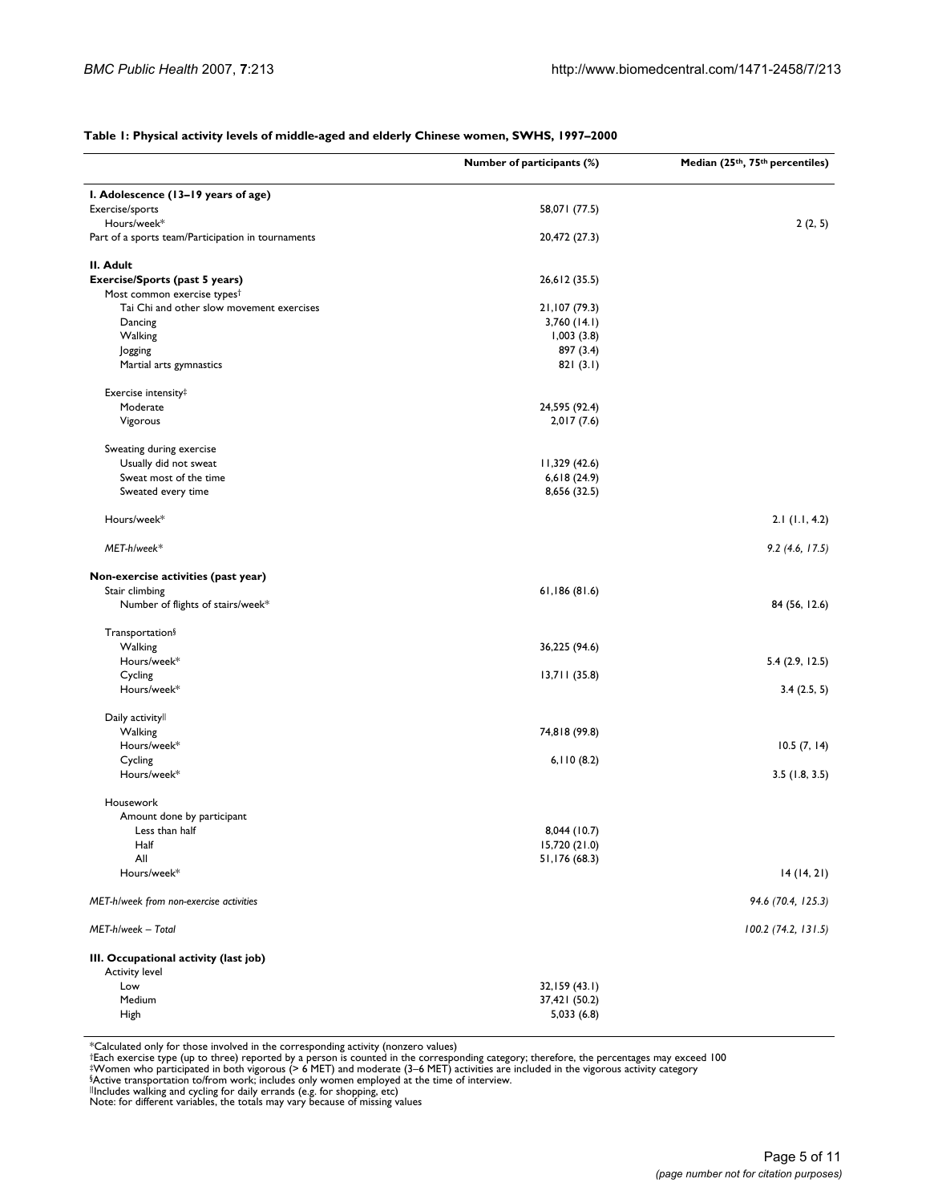**Table 1: Physical activity levels of middle-aged and elderly Chinese women, SWHS, 1997–2000**

| | Number of participants (%) | Median (25th, 75th percentiles) |
|---|---|---|
| **I. Adolescence (13–19 years of age)** | | |
| Exercise/sports | 58,071 (77.5) | |
| Hours/week* | | 2 (2, 5) |
| Part of a sports team/Participation in tournaments | 20,472 (27.3) | |
| **II. Adult** | | |
| **Exercise/Sports (past 5 years)** | 26,612 (35.5) | |
| Most common exercise types† | | |
| Tai Chi and other slow movement exercises | 21,107 (79.3) | |
| Dancing | 3,760 (14.1) | |
| Walking | 1,003 (3.8) | |
| Jogging | 897 (3.4) | |
| Martial arts gymnastics | 821 (3.1) | |
| Exercise intensity‡ | | |
| Moderate | 24,595 (92.4) | |
| Vigorous | 2,017 (7.6) | |
| Sweating during exercise | | |
| Usually did not sweat | 11,329 (42.6) | |
| Sweat most of the time | 6,618 (24.9) | |
| Sweated every time | 8,656 (32.5) | |
| Hours/week* | | 2.1 (1.1, 4.2) |
| *MET-h/week** | | *9.2 (4.6, 17.5)* |
| **Non-exercise activities (past year)** | | |
| Stair climbing | 61,186 (81.6) | |
| Number of flights of stairs/week* | | 84 (56, 12.6) |
| Transportation§ | | |
| Walking | 36,225 (94.6) | |
| Hours/week* | | 5.4 (2.9, 12.5) |
| Cycling | 13,711 (35.8) | |
| Hours/week* | | 3.4 (2.5, 5) |
| Daily activity‖ | | |
| Walking | 74,818 (99.8) | |
| Hours/week* | | 10.5 (7, 14) |
| Cycling | 6,110 (8.2) | |
| Hours/week* | | 3.5 (1.8, 3.5) |
| Housework | | |
| Amount done by participant | | |
| Less than half | 8,044 (10.7) | |
| Half | 15,720 (21.0) | |
| All | 51,176 (68.3) | |
| Hours/week* | | 14 (14, 21) |
| *MET-h/week from non-exercise activities* | | *94.6 (70.4, 125.3)* |
| *MET-h/week – Total* | | *100.2 (74.2, 131.5)* |
| **III. Occupational activity (last job)** | | |
| Activity level | | |
| Low | 32,159 (43.1) | |
| Medium | 37,421 (50.2) | |
| High | 5,033 (6.8) | |

*Calculated only for those involved in the corresponding activity (nonzero values)
†Each exercise type (up to three) reported by a person is counted in the corresponding category; therefore, the percentages may exceed 100
‡Women who participated in both vigorous (> 6 MET) and moderate (3–6 MET) activities are included in the vigorous activity category
§Active transportation to/from work; includes only women employed at the time of interview.
‖Includes walking and cycling for daily errands (e.g. for shopping, etc)
Note: for different variables, the totals may vary because of missing values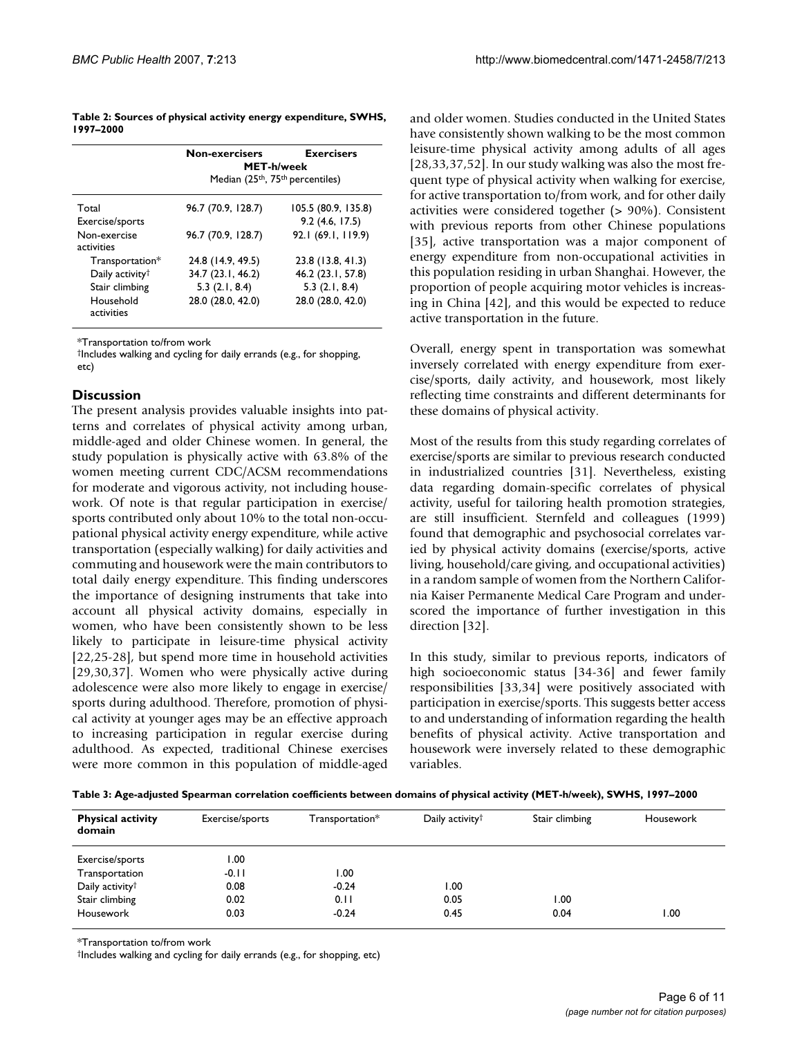**Table 2: Sources of physical activity energy expenditure, SWHS, 1997–2000**

| | Non-exercisers | Exercisers |
|---|---|---|
| | MET-h/week Median (25th, 75th percentiles) | |
| Total | 96.7 (70.9, 128.7) | 105.5 (80.9, 135.8) |
| Exercise/sports | | 9.2 (4.6, 17.5) |
| Non-exercise activities | 96.7 (70.9, 128.7) | 92.1 (69.1, 119.9) |
| Transportation* | 24.8 (14.9, 49.5) | 23.8 (13.8, 41.3) |
| Daily activity† | 34.7 (23.1, 46.2) | 46.2 (23.1, 57.8) |
| Stair climbing | 5.3 (2.1, 8.4) | 5.3 (2.1, 8.4) |
| Household activities | 28.0 (28.0, 42.0) | 28.0 (28.0, 42.0) |

*Transportation to/from work
†Includes walking and cycling for daily errands (e.g., for shopping, etc)

## Discussion

The present analysis provides valuable insights into patterns and correlates of physical activity among urban, middle-aged and older Chinese women. In general, the study population is physically active with 63.8% of the women meeting current CDC/ACSM recommendations for moderate and vigorous activity, not including housework. Of note is that regular participation in exercise/sports contributed only about 10% to the total non-occupational physical activity energy expenditure, while active transportation (especially walking) for daily activities and commuting and housework were the main contributors to total daily energy expenditure. This finding underscores the importance of designing instruments that take into account all physical activity domains, especially in women, who have been consistently shown to be less likely to participate in leisure-time physical activity [22,25-28], but spend more time in household activities [29,30,37]. Women who were physically active during adolescence were also more likely to engage in exercise/sports during adulthood. Therefore, promotion of physical activity at younger ages may be an effective approach to increasing participation in regular exercise during adulthood. As expected, traditional Chinese exercises were more common in this population of middle-aged and older women. Studies conducted in the United States have consistently shown walking to be the most common leisure-time physical activity among adults of all ages [28,33,37,52]. In our study walking was also the most frequent type of physical activity when walking for exercise, for active transportation to/from work, and for other daily activities were considered together (> 90%). Consistent with previous reports from other Chinese populations [35], active transportation was a major component of energy expenditure from non-occupational activities in this population residing in urban Shanghai. However, the proportion of people acquiring motor vehicles is increasing in China [42], and this would be expected to reduce active transportation in the future.

Overall, energy spent in transportation was somewhat inversely correlated with energy expenditure from exercise/sports, daily activity, and housework, most likely reflecting time constraints and different determinants for these domains of physical activity.

Most of the results from this study regarding correlates of exercise/sports are similar to previous research conducted in industrialized countries [31]. Nevertheless, existing data regarding domain-specific correlates of physical activity, useful for tailoring health promotion strategies, are still insufficient. Sternfeld and colleagues (1999) found that demographic and psychosocial correlates varied by physical activity domains (exercise/sports, active living, household/care giving, and occupational activities) in a random sample of women from the Northern California Kaiser Permanente Medical Care Program and underscored the importance of further investigation in this direction [32].

In this study, similar to previous reports, indicators of high socioeconomic status [34-36] and fewer family responsibilities [33,34] were positively associated with participation in exercise/sports. This suggests better access to and understanding of information regarding the health benefits of physical activity. Active transportation and housework were inversely related to these demographic variables.

**Table 3: Age-adjusted Spearman correlation coefficients between domains of physical activity (MET-h/week), SWHS, 1997–2000**

| Physical activity domain | Exercise/sports | Transportation* | Daily activity† | Stair climbing | Housework |
|---|---|---|---|---|---|
| Exercise/sports | 1.00 | | | | |
| Transportation | -0.11 | 1.00 | | | |
| Daily activity† | 0.08 | -0.24 | 1.00 | | |
| Stair climbing | 0.02 | 0.11 | 0.05 | 1.00 | |
| Housework | 0.03 | -0.24 | 0.45 | 0.04 | 1.00 |

*Transportation to/from work
†Includes walking and cycling for daily errands (e.g., for shopping, etc)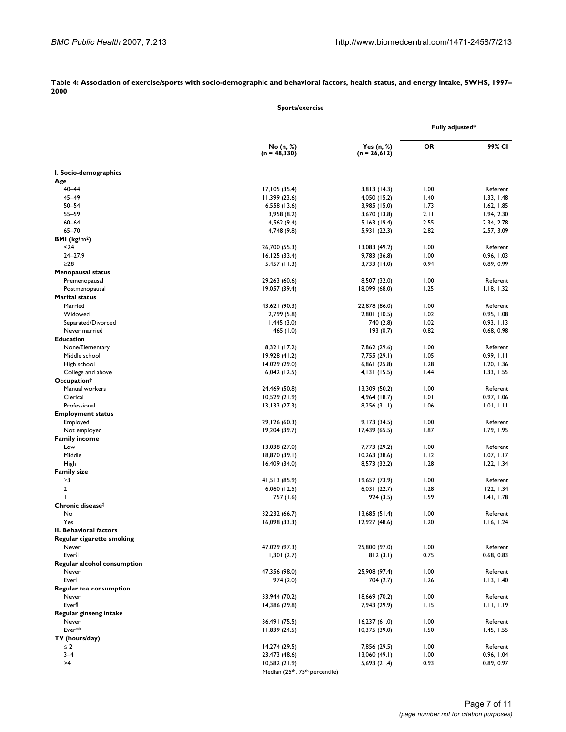**Table 4: Association of exercise/sports with socio-demographic and behavioral factors, health status, and energy intake, SWHS, 1997–2000**

| | Sports/exercise | | Fully adjusted* | |
|---|---|---|---|---|
| | No (n, %) (n = 48,330) | Yes (n, %) (n = 26,612) | OR | 99% CI |
| **I. Socio-demographics** | | | | |
| **Age** | | | | |
| 40–44 | 17,105 (35.4) | 3,813 (14.3) | 1.00 | Referent |
| 45–49 | 11,399 (23.6) | 4,050 (15.2) | 1.40 | 1.33, 1.48 |
| 50–54 | 6,558 (13.6) | 3,985 (15.0) | 1.73 | 1.62, 1.85 |
| 55–59 | 3,958 (8.2) | 3,670 (13.8) | 2.11 | 1.94, 2.30 |
| 60–64 | 4,562 (9.4) | 5,163 (19.4) | 2.55 | 2.34, 2.78 |
| 65–70 | 4,748 (9.8) | 5,931 (22.3) | 2.82 | 2.57, 3.09 |
| **BMI (kg/m²)** | | | | |
| <24 | 26,700 (55.3) | 13,083 (49.2) | 1.00 | Referent |
| 24–27.9 | 16,125 (33.4) | 9,783 (36.8) | 1.00 | 0.96, 1.03 |
| ≥28 | 5,457 (11.3) | 3,733 (14.0) | 0.94 | 0.89, 0.99 |
| **Menopausal status** | | | | |
| Premenopausal | 29,263 (60.6) | 8,507 (32.0) | 1.00 | Referent |
| Postmenopausal | 19,057 (39.4) | 18,099 (68.0) | 1.25 | 1.18, 1.32 |
| **Marital status** | | | | |
| Married | 43,621 (90.3) | 22,878 (86.0) | 1.00 | Referent |
| Widowed | 2,799 (5.8) | 2,801 (10.5) | 1.02 | 0.95, 1.08 |
| Separated/Divorced | 1,445 (3.0) | 740 (2.8) | 1.02 | 0.93, 1.13 |
| Never married | 465 (1.0) | 193 (0.7) | 0.82 | 0.68, 0.98 |
| **Education** | | | | |
| None/Elementary | 8,321 (17.2) | 7,862 (29.6) | 1.00 | Referent |
| Middle school | 19,928 (41.2) | 7,755 (29.1) | 1.05 | 0.99, 1.11 |
| High school | 14,029 (29.0) | 6,861 (25.8) | 1.28 | 1.20, 1.36 |
| College and above | 6,042 (12.5) | 4,131 (15.5) | 1.44 | 1.33, 1.55 |
| **Occupation†** | | | | |
| Manual workers | 24,469 (50.8) | 13,309 (50.2) | 1.00 | Referent |
| Clerical | 10,529 (21.9) | 4,964 (18.7) | 1.01 | 0.97, 1.06 |
| Professional | 13,133 (27.3) | 8,256 (31.1) | 1.06 | 1.01, 1.11 |
| **Employment status** | | | | |
| Employed | 29,126 (60.3) | 9,173 (34.5) | 1.00 | Referent |
| Not employed | 19,204 (39.7) | 17,439 (65.5) | 1.87 | 1.79, 1.95 |
| **Family income** | | | | |
| Low | 13,038 (27.0) | 7,773 (29.2) | 1.00 | Referent |
| Middle | 18,870 (39.1) | 10,263 (38.6) | 1.12 | 1.07, 1.17 |
| High | 16,409 (34.0) | 8,573 (32.2) | 1.28 | 1.22, 1.34 |
| **Family size** | | | | |
| ≥3 | 41,513 (85.9) | 19,657 (73.9) | 1.00 | Referent |
| 2 | 6,060 (12.5) | 6,031 (22.7) | 1.28 | 122, 1.34 |
| 1 | 757 (1.6) | 924 (3.5) | 1.59 | 1.41, 1.78 |
| **Chronic disease‡** | | | | |
| No | 32,232 (66.7) | 13,685 (51.4) | 1.00 | Referent |
| Yes | 16,098 (33.3) | 12,927 (48.6) | 1.20 | 1.16, 1.24 |
| **II. Behavioral factors** | | | | |
| **Regular cigarette smoking** | | | | |
| Never | 47,029 (97.3) | 25,800 (97.0) | 1.00 | Referent |
| Ever§ | 1,301 (2.7) | 812 (3.1) | 0.75 | 0.68, 0.83 |
| **Regular alcohol consumption** | | | | |
| Never | 47,356 (98.0) | 25,908 (97.4) | 1.00 | Referent |
| Ever‖ | 974 (2.0) | 704 (2.7) | 1.26 | 1.13, 1.40 |
| **Regular tea consumption** | | | | |
| Never | 33,944 (70.2) | 18,669 (70.2) | 1.00 | Referent |
| Ever¶ | 14,386 (29.8) | 7,943 (29.9) | 1.15 | 1.11, 1.19 |
| **Regular ginseng intake** | | | | |
| Never | 36,491 (75.5) | 16,237 (61.0) | 1.00 | Referent |
| Ever** | 11,839 (24.5) | 10,375 (39.0) | 1.50 | 1.45, 1.55 |
| **TV (hours/day)** | | | | |
| ≤ 2 | 14,274 (29.5) | 7,856 (29.5) | 1.00 | Referent |
| 3–4 | 23,473 (48.6) | 13,060 (49.1) | 1.00 | 0.96, 1.04 |
| >4 | 10,582 (21.9) | 5,693 (21.4) | 0.93 | 0.89, 0.97 |
| | Median (25th, 75th percentile) | | | |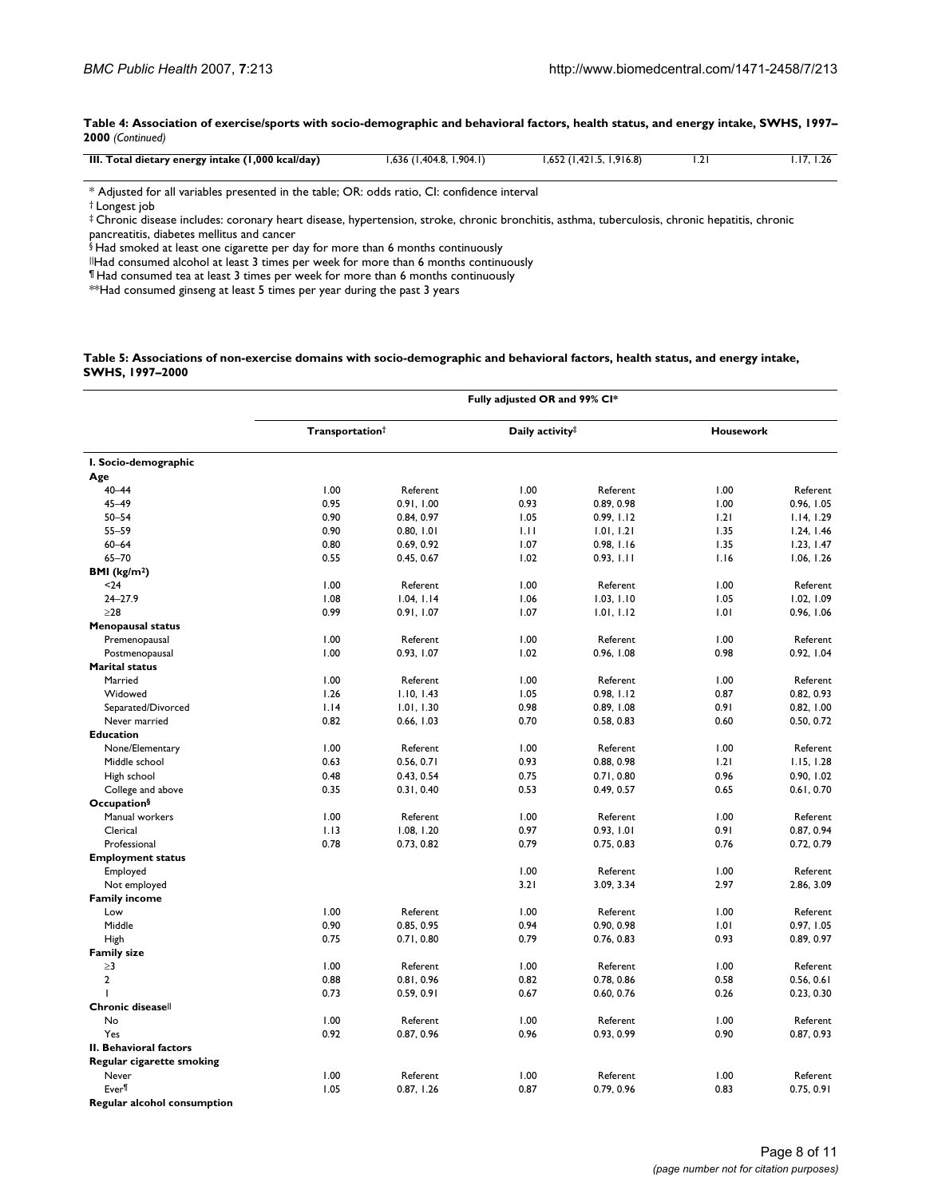**Table 4: Association of exercise/sports with socio-demographic and behavioral factors, health status, and energy intake, SWHS, 1997–2000** *(Continued)*

| | | | | |
|---|---|---|---|---|
| **III. Total dietary energy intake (1,000 kcal/day)** | 1,636 (1,404.8, 1,904.1) | 1,652 (1,421.5, 1,916.8) | 1.21 | 1.17, 1.26 |

\* Adjusted for all variables presented in the table; OR: odds ratio, CI: confidence interval

† Longest job

‡ Chronic disease includes: coronary heart disease, hypertension, stroke, chronic bronchitis, asthma, tuberculosis, chronic hepatitis, chronic pancreatitis, diabetes mellitus and cancer

§ Had smoked at least one cigarette per day for more than 6 months continuously

|| Had consumed alcohol at least 3 times per week for more than 6 months continuously

¶ Had consumed tea at least 3 times per week for more than 6 months continuously

** Had consumed ginseng at least 5 times per year during the past 3 years

**Table 5: Associations of non-exercise domains with socio-demographic and behavioral factors, health status, and energy intake, SWHS, 1997–2000**

| | Fully adjusted OR and 99% CI* | | | | | |
|---|---|---|---|---|---|---|
| | Transportation† | | Daily activity‡ | | Housework | |
| **I. Socio-demographic** | | | | | | |
| **Age** | | | | | | |
| 40–44 | 1.00 | Referent | 1.00 | Referent | 1.00 | Referent |
| 45–49 | 0.95 | 0.91, 1.00 | 0.93 | 0.89, 0.98 | 1.00 | 0.96, 1.05 |
| 50–54 | 0.90 | 0.84, 0.97 | 1.05 | 0.99, 1.12 | 1.21 | 1.14, 1.29 |
| 55–59 | 0.90 | 0.80, 1.01 | 1.11 | 1.01, 1.21 | 1.35 | 1.24, 1.46 |
| 60–64 | 0.80 | 0.69, 0.92 | 1.07 | 0.98, 1.16 | 1.35 | 1.23, 1.47 |
| 65–70 | 0.55 | 0.45, 0.67 | 1.02 | 0.93, 1.11 | 1.16 | 1.06, 1.26 |
| **BMI (kg/m$^2$)** | | | | | | |
| <24 | 1.00 | Referent | 1.00 | Referent | 1.00 | Referent |
| 24–27.9 | 1.08 | 1.04, 1.14 | 1.06 | 1.03, 1.10 | 1.05 | 1.02, 1.09 |
| ≥28 | 0.99 | 0.91, 1.07 | 1.07 | 1.01, 1.12 | 1.01 | 0.96, 1.06 |
| **Menopausal status** | | | | | | |
| Premenopausal | 1.00 | Referent | 1.00 | Referent | 1.00 | Referent |
| Postmenopausal | 1.00 | 0.93, 1.07 | 1.02 | 0.96, 1.08 | 0.98 | 0.92, 1.04 |
| **Marital status** | | | | | | |
| Married | 1.00 | Referent | 1.00 | Referent | 1.00 | Referent |
| Widowed | 1.26 | 1.10, 1.43 | 1.05 | 0.98, 1.12 | 0.87 | 0.82, 0.93 |
| Separated/Divorced | 1.14 | 1.01, 1.30 | 0.98 | 0.89, 1.08 | 0.91 | 0.82, 1.00 |
| Never married | 0.82 | 0.66, 1.03 | 0.70 | 0.58, 0.83 | 0.60 | 0.50, 0.72 |
| **Education** | | | | | | |
| None/Elementary | 1.00 | Referent | 1.00 | Referent | 1.00 | Referent |
| Middle school | 0.63 | 0.56, 0.71 | 0.93 | 0.88, 0.98 | 1.21 | 1.15, 1.28 |
| High school | 0.48 | 0.43, 0.54 | 0.75 | 0.71, 0.80 | 0.96 | 0.90, 1.02 |
| College and above | 0.35 | 0.31, 0.40 | 0.53 | 0.49, 0.57 | 0.65 | 0.61, 0.70 |
| **Occupation§** | | | | | | |
| Manual workers | 1.00 | Referent | 1.00 | Referent | 1.00 | Referent |
| Clerical | 1.13 | 1.08, 1.20 | 0.97 | 0.93, 1.01 | 0.91 | 0.87, 0.94 |
| Professional | 0.78 | 0.73, 0.82 | 0.79 | 0.75, 0.83 | 0.76 | 0.72, 0.79 |
| **Employment status** | | | | | | |
| Employed | | | 1.00 | Referent | 1.00 | Referent |
| Not employed | | | 3.21 | 3.09, 3.34 | 2.97 | 2.86, 3.09 |
| **Family income** | | | | | | |
| Low | 1.00 | Referent | 1.00 | Referent | 1.00 | Referent |
| Middle | 0.90 | 0.85, 0.95 | 0.94 | 0.90, 0.98 | 1.01 | 0.97, 1.05 |
| High | 0.75 | 0.71, 0.80 | 0.79 | 0.76, 0.83 | 0.93 | 0.89, 0.97 |
| **Family size** | | | | | | |
| ≥3 | 1.00 | Referent | 1.00 | Referent | 1.00 | Referent |
| 2 | 0.88 | 0.81, 0.96 | 0.82 | 0.78, 0.86 | 0.58 | 0.56, 0.61 |
| 1 | 0.73 | 0.59, 0.91 | 0.67 | 0.60, 0.76 | 0.26 | 0.23, 0.30 |
| **Chronic disease‖** | | | | | | |
| No | 1.00 | Referent | 1.00 | Referent | 1.00 | Referent |
| Yes | 0.92 | 0.87, 0.96 | 0.96 | 0.93, 0.99 | 0.90 | 0.87, 0.93 |
| **II. Behavioral factors** | | | | | | |
| **Regular cigarette smoking** | | | | | | |
| Never | 1.00 | Referent | 1.00 | Referent | 1.00 | Referent |
| Ever¶ | 1.05 | 0.87, 1.26 | 0.87 | 0.79, 0.96 | 0.83 | 0.75, 0.91 |
| **Regular alcohol consumption** | | | | | | |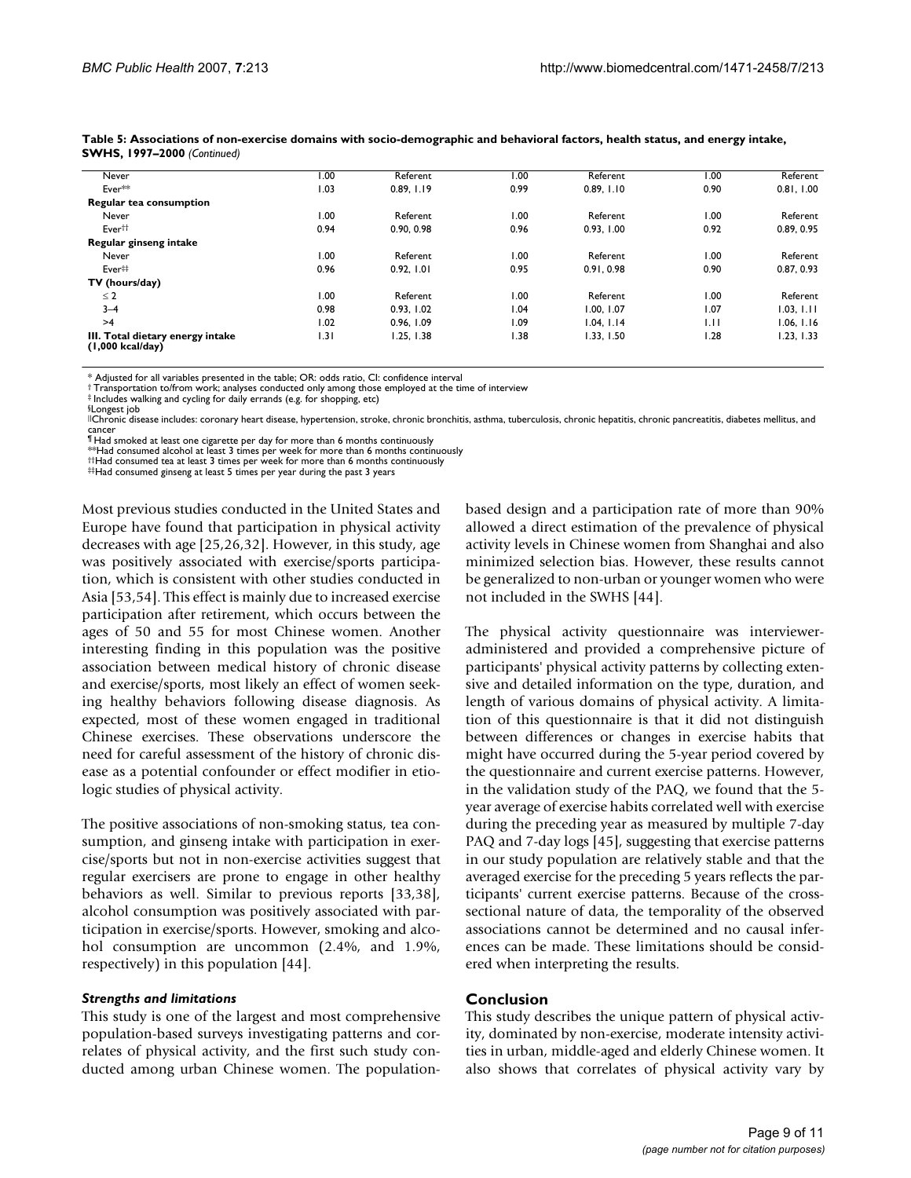**Table 5: Associations of non-exercise domains with socio-demographic and behavioral factors, health status, and energy intake, SWHS, 1997–2000** *(Continued)*

| | | | | | | |
|---|---|---|---|---|---|---|
| Never | 1.00 | Referent | 1.00 | Referent | 1.00 | Referent |
| Ever** | 1.03 | 0.89, 1.19 | 0.99 | 0.89, 1.10 | 0.90 | 0.81, 1.00 |
| **Regular tea consumption** | | | | | | |
| Never | 1.00 | Referent | 1.00 | Referent | 1.00 | Referent |
| Ever†† | 0.94 | 0.90, 0.98 | 0.96 | 0.93, 1.00 | 0.92 | 0.89, 0.95 |
| **Regular ginseng intake** | | | | | | |
| Never | 1.00 | Referent | 1.00 | Referent | 1.00 | Referent |
| Ever‡‡ | 0.96 | 0.92, 1.01 | 0.95 | 0.91, 0.98 | 0.90 | 0.87, 0.93 |
| **TV (hours/day)** | | | | | | |
| ≤ 2 | 1.00 | Referent | 1.00 | Referent | 1.00 | Referent |
| 3–4 | 0.98 | 0.93, 1.02 | 1.04 | 1.00, 1.07 | 1.07 | 1.03, 1.11 |
| >4 | 1.02 | 0.96, 1.09 | 1.09 | 1.04, 1.14 | 1.11 | 1.06, 1.16 |
| **III. Total dietary energy intake (1,000 kcal/day)** | 1.31 | 1.25, 1.38 | 1.38 | 1.33, 1.50 | 1.28 | 1.23, 1.33 |

\* Adjusted for all variables presented in the table; OR: odds ratio, CI: confidence interval
† Transportation to/from work; analyses conducted only among those employed at the time of interview
‡ Includes walking and cycling for daily errands (e.g. for shopping, etc)
§Longest job
||Chronic disease includes: coronary heart disease, hypertension, stroke, chronic bronchitis, asthma, tuberculosis, chronic hepatitis, chronic pancreatitis, diabetes mellitus, and cancer
¶ Had smoked at least one cigarette per day for more than 6 months continuously
**Had consumed alcohol at least 3 times per week for more than 6 months continuously
††Had consumed tea at least 3 times per week for more than 6 months continuously
‡‡Had consumed ginseng at least 5 times per year during the past 3 years

Most previous studies conducted in the United States and Europe have found that participation in physical activity decreases with age [25,26,32]. However, in this study, age was positively associated with exercise/sports participation, which is consistent with other studies conducted in Asia [53,54]. This effect is mainly due to increased exercise participation after retirement, which occurs between the ages of 50 and 55 for most Chinese women. Another interesting finding in this population was the positive association between medical history of chronic disease and exercise/sports, most likely an effect of women seeking healthy behaviors following disease diagnosis. As expected, most of these women engaged in traditional Chinese exercises. These observations underscore the need for careful assessment of the history of chronic disease as a potential confounder or effect modifier in etiologic studies of physical activity.

The positive associations of non-smoking status, tea consumption, and ginseng intake with participation in exercise/sports but not in non-exercise activities suggest that regular exercisers are prone to engage in other healthy behaviors as well. Similar to previous reports [33,38], alcohol consumption was positively associated with participation in exercise/sports. However, smoking and alcohol consumption are uncommon (2.4%, and 1.9%, respectively) in this population [44].

### *Strengths and limitations*

This study is one of the largest and most comprehensive population-based surveys investigating patterns and correlates of physical activity, and the first such study conducted among urban Chinese women. The population-based design and a participation rate of more than 90% allowed a direct estimation of the prevalence of physical activity levels in Chinese women from Shanghai and also minimized selection bias. However, these results cannot be generalized to non-urban or younger women who were not included in the SWHS [44].

The physical activity questionnaire was interviewer-administered and provided a comprehensive picture of participants' physical activity patterns by collecting extensive and detailed information on the type, duration, and length of various domains of physical activity. A limitation of this questionnaire is that it did not distinguish between differences or changes in exercise habits that might have occurred during the 5-year period covered by the questionnaire and current exercise patterns. However, in the validation study of the PAQ, we found that the 5-year average of exercise habits correlated well with exercise during the preceding year as measured by multiple 7-day PAQ and 7-day logs [45], suggesting that exercise patterns in our study population are relatively stable and that the averaged exercise for the preceding 5 years reflects the participants' current exercise patterns. Because of the cross-sectional nature of data, the temporality of the observed associations cannot be determined and no causal inferences can be made. These limitations should be considered when interpreting the results.

## Conclusion

This study describes the unique pattern of physical activity, dominated by non-exercise, moderate intensity activities in urban, middle-aged and elderly Chinese women. It also shows that correlates of physical activity vary by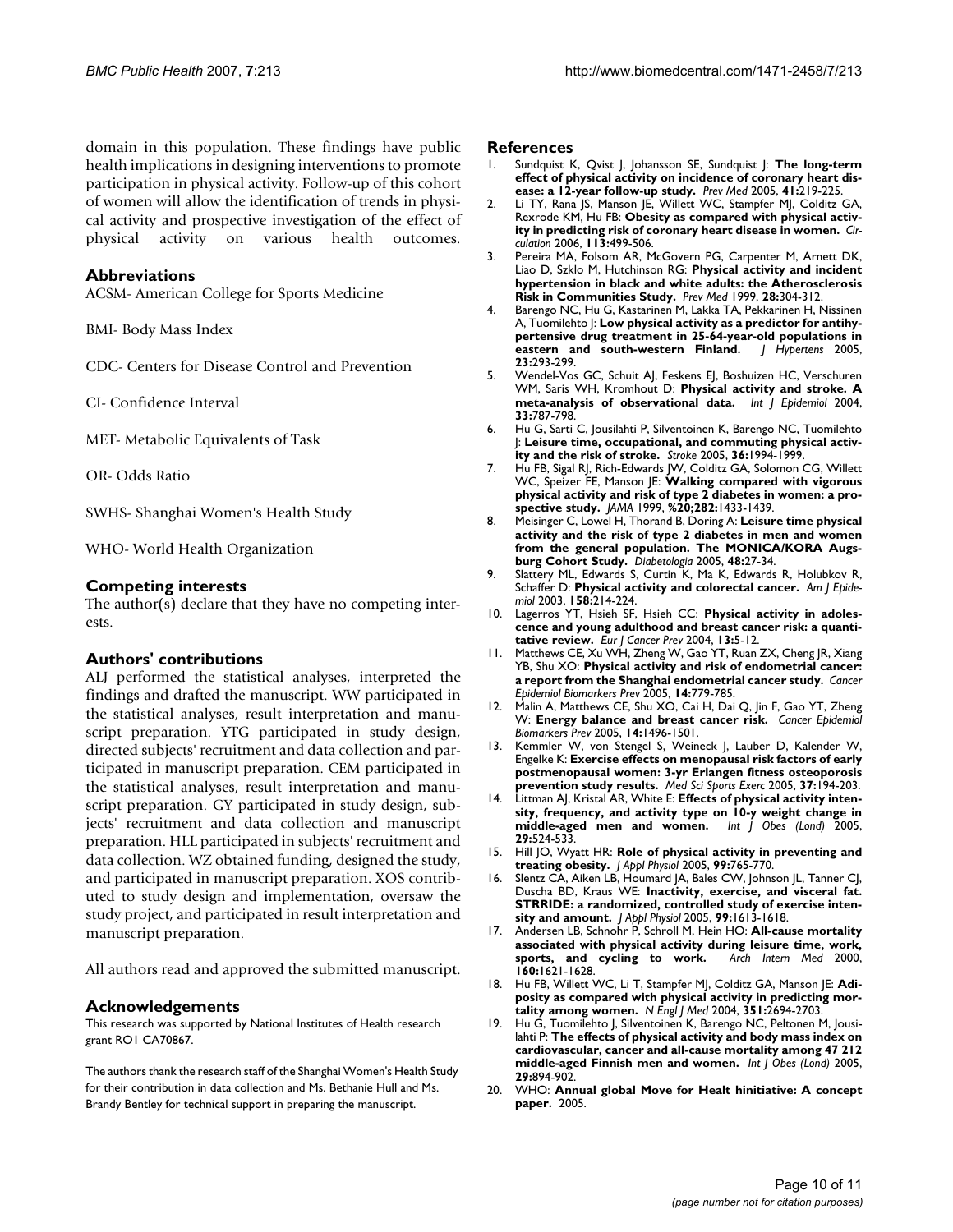domain in this population. These findings have public health implications in designing interventions to promote participation in physical activity. Follow-up of this cohort of women will allow the identification of trends in physical activity and prospective investigation of the effect of physical activity on various health outcomes.

## Abbreviations

ACSM- American College for Sports Medicine

BMI- Body Mass Index

CDC- Centers for Disease Control and Prevention

CI- Confidence Interval

MET- Metabolic Equivalents of Task

OR- Odds Ratio

SWHS- Shanghai Women's Health Study

WHO- World Health Organization

## Competing interests

The author(s) declare that they have no competing interests.

## Authors' contributions

ALJ performed the statistical analyses, interpreted the findings and drafted the manuscript. WW participated in the statistical analyses, result interpretation and manuscript preparation. YTG participated in study design, directed subjects' recruitment and data collection and participated in manuscript preparation. CEM participated in the statistical analyses, result interpretation and manuscript preparation. GY participated in study design, subjects' recruitment and data collection and manuscript preparation. HLL participated in subjects' recruitment and data collection. WZ obtained funding, designed the study, and participated in manuscript preparation. XOS contributed to study design and implementation, oversaw the study project, and participated in result interpretation and manuscript preparation.

All authors read and approved the submitted manuscript.

## Acknowledgements

This research was supported by National Institutes of Health research grant RO1 CA70867.

The authors thank the research staff of the Shanghai Women's Health Study for their contribution in data collection and Ms. Bethanie Hull and Ms. Brandy Bentley for technical support in preparing the manuscript.

## References

1. Sundquist K, Qvist J, Johansson SE, Sundquist J: **The long-term effect of physical activity on incidence of coronary heart disease: a 12-year follow-up study.** *Prev Med* 2005, **41:**219-225.
2. Li TY, Rana JS, Manson JE, Willett WC, Stampfer MJ, Colditz GA, Rexrode KM, Hu FB: **Obesity as compared with physical activity in predicting risk of coronary heart disease in women.** *Circulation* 2006, **113:**499-506.
3. Pereira MA, Folsom AR, McGovern PG, Carpenter M, Arnett DK, Liao D, Szklo M, Hutchinson RG: **Physical activity and incident hypertension in black and white adults: the Atherosclerosis Risk in Communities Study.** *Prev Med* 1999, **28:**304-312.
4. Barengo NC, Hu G, Kastarinen M, Lakka TA, Pekkarinen H, Nissinen A, Tuomilehto J: **Low physical activity as a predictor for antihypertensive drug treatment in 25-64-year-old populations in eastern and south-western Finland.** *J Hypertens* 2005, **23:**293-299.
5. Wendel-Vos GC, Schuit AJ, Feskens EJ, Boshuizen HC, Verschuren WM, Saris WH, Kromhout D: **Physical activity and stroke. A meta-analysis of observational data.** *Int J Epidemiol* 2004, **33:**787-798.
6. Hu G, Sarti C, Jousilahti P, Silventoinen K, Barengo NC, Tuomilehto J: **Leisure time, occupational, and commuting physical activity and the risk of stroke.** *Stroke* 2005, **36:**1994-1999.
7. Hu FB, Sigal RJ, Rich-Edwards JW, Colditz GA, Solomon CG, Willett WC, Speizer FE, Manson JE: **Walking compared with vigorous physical activity and risk of type 2 diabetes in women: a prospective study.** *JAMA* 1999, **%20;282:**1433-1439.
8. Meisinger C, Lowel H, Thorand B, Doring A: **Leisure time physical activity and the risk of type 2 diabetes in men and women from the general population. The MONICA/KORA Augsburg Cohort Study.** *Diabetologia* 2005, **48:**27-34.
9. Slattery ML, Edwards S, Curtin K, Ma K, Edwards R, Holubkov R, Schaffer D: **Physical activity and colorectal cancer.** *Am J Epidemiol* 2003, **158:**214-224.
10. Lagerros YT, Hsieh SF, Hsieh CC: **Physical activity in adolescence and young adulthood and breast cancer risk: a quantitative review.** *Eur J Cancer Prev* 2004, **13:**5-12.
11. Matthews CE, Xu WH, Zheng W, Gao YT, Ruan ZX, Cheng JR, Xiang YB, Shu XO: **Physical activity and risk of endometrial cancer: a report from the Shanghai endometrial cancer study.** *Cancer Epidemiol Biomarkers Prev* 2005, **14:**779-785.
12. Malin A, Matthews CE, Shu XO, Cai H, Dai Q, Jin F, Gao YT, Zheng W: **Energy balance and breast cancer risk.** *Cancer Epidemiol Biomarkers Prev* 2005, **14:**1496-1501.
13. Kemmler W, von Stengel S, Weineck J, Lauber D, Kalender W, Engelke K: **Exercise effects on menopausal risk factors of early postmenopausal women: 3-yr Erlangen fitness osteoporosis prevention study results.** *Med Sci Sports Exerc* 2005, **37:**194-203.
14. Littman AJ, Kristal AR, White E: **Effects of physical activity intensity, frequency, and activity type on 10-y weight change in middle-aged men and women.** *Int J Obes (Lond)* 2005, **29:**524-533.
15. Hill JO, Wyatt HR: **Role of physical activity in preventing and treating obesity.** *J Appl Physiol* 2005, **99:**765-770.
16. Slentz CA, Aiken LB, Houmard JA, Bales CW, Johnson JL, Tanner CJ, Duscha BD, Kraus WE: **Inactivity, exercise, and visceral fat. STRRIDE: a randomized, controlled study of exercise intensity and amount.** *J Appl Physiol* 2005, **99:**1613-1618.
17. Andersen LB, Schnohr P, Schroll M, Hein HO: **All-cause mortality associated with physical activity during leisure time, work, sports, and cycling to work.** *Arch Intern Med* 2000, **160:**1621-1628.
18. Hu FB, Willett WC, Li T, Stampfer MJ, Colditz GA, Manson JE: **Adiposity as compared with physical activity in predicting mortality among women.** *N Engl J Med* 2004, **351:**2694-2703.
19. Hu G, Tuomilehto J, Silventoinen K, Barengo NC, Peltonen M, Jousilahti P: **The effects of physical activity and body mass index on cardiovascular, cancer and all-cause mortality among 47 212 middle-aged Finnish men and women.** *Int J Obes (Lond)* 2005, **29:**894-902.
20. WHO: **Annual global Move for Healt hinitiative: A concept paper.** 2005.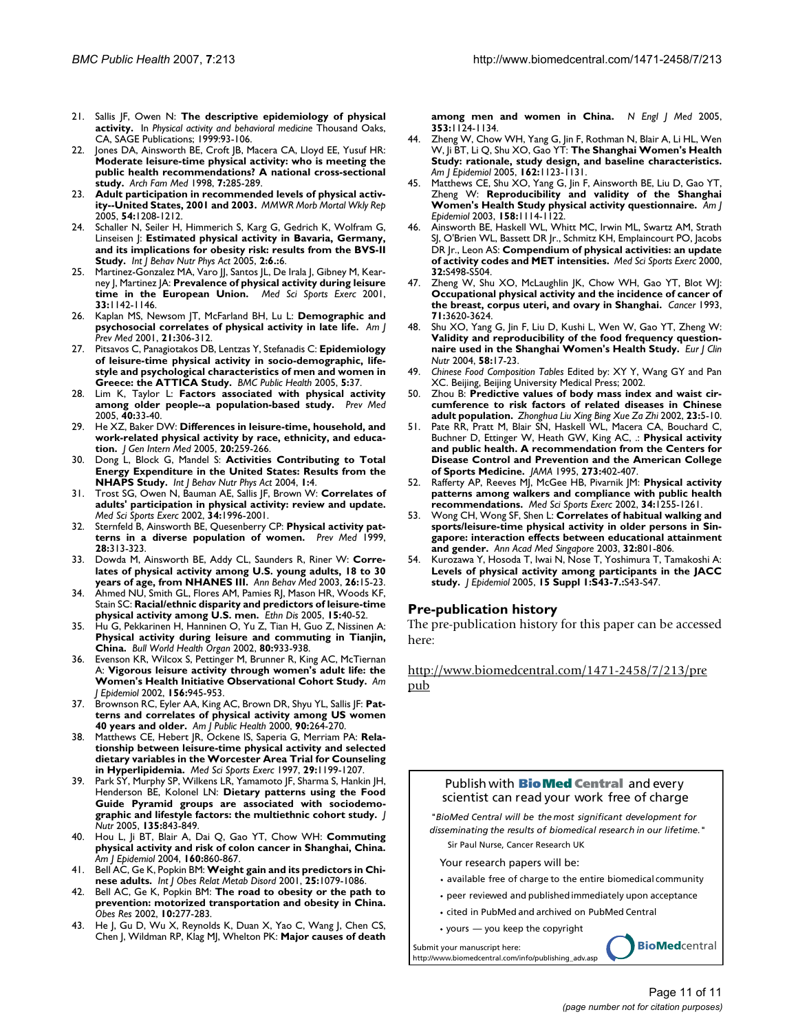21. Sallis JF, Owen N: **The descriptive epidemiology of physical activity.** In *Physical activity and behavioral medicine* Thousand Oaks, CA, SAGE Publications; 1999:93-106.
22. Jones DA, Ainsworth BE, Croft JB, Macera CA, Lloyd EE, Yusuf HR: **Moderate leisure-time physical activity: who is meeting the public health recommendations? A national cross-sectional study.** *Arch Fam Med* 1998, **7:**285-289.
23. **Adult participation in recommended levels of physical activity--United States, 2001 and 2003.** *MMWR Morb Mortal Wkly Rep* 2005, **54:**1208-1212.
24. Schaller N, Seiler H, Himmerich S, Karg G, Gedrich K, Wolfram G, Linseisen J: **Estimated physical activity in Bavaria, Germany, and its implications for obesity risk: results from the BVS-II Study.** *Int J Behav Nutr Phys Act* 2005, **2:6.:**6.
25. Martinez-Gonzalez MA, Varo JJ, Santos JL, De Irala J, Gibney M, Kearney J, Martinez JA: **Prevalence of physical activity during leisure time in the European Union.** *Med Sci Sports Exerc* 2001, **33:**1142-1146.
26. Kaplan MS, Newsom JT, McFarland BH, Lu L: **Demographic and psychosocial correlates of physical activity in late life.** *Am J Prev Med* 2001, **21:**306-312.
27. Pitsavos C, Panagiotakos DB, Lentzas Y, Stefanadis C: **Epidemiology of leisure-time physical activity in socio-demographic, lifestyle and psychological characteristics of men and women in Greece: the ATTICA Study.** *BMC Public Health* 2005, **5:**37.
28. Lim K, Taylor L: **Factors associated with physical activity among older people--a population-based study.** *Prev Med* 2005, **40:**33-40.
29. He XZ, Baker DW: **Differences in leisure-time, household, and work-related physical activity by race, ethnicity, and education.** *J Gen Intern Med* 2005, **20:**259-266.
30. Dong L, Block G, Mandel S: **Activities Contributing to Total Energy Expenditure in the United States: Results from the NHAPS Study.** *Int J Behav Nutr Phys Act* 2004, **1:**4.
31. Trost SG, Owen N, Bauman AE, Sallis JF, Brown W: **Correlates of adults' participation in physical activity: review and update.** *Med Sci Sports Exerc* 2002, **34:**1996-2001.
32. Sternfeld B, Ainsworth BE, Quesenberry CP: **Physical activity patterns in a diverse population of women.** *Prev Med* 1999, **28:**313-323.
33. Dowda M, Ainsworth BE, Addy CL, Saunders R, Riner W: **Correlates of physical activity among U.S. young adults, 18 to 30 years of age, from NHANES III.** *Ann Behav Med* 2003, **26:**15-23.
34. Ahmed NU, Smith GL, Flores AM, Pamies RJ, Mason HR, Woods KF, Stain SC: **Racial/ethnic disparity and predictors of leisure-time physical activity among U.S. men.** *Ethn Dis* 2005, **15:**40-52.
35. Hu G, Pekkarinen H, Hanninen O, Yu Z, Tian H, Guo Z, Nissinen A: **Physical activity during leisure and commuting in Tianjin, China.** *Bull World Health Organ* 2002, **80:**933-938.
36. Evenson KR, Wilcox S, Pettinger M, Brunner R, King AC, McTiernan A: **Vigorous leisure activity through women's adult life: the Women's Health Initiative Observational Cohort Study.** *Am J Epidemiol* 2002, **156:**945-953.
37. Brownson RC, Eyler AA, King AC, Brown DR, Shyu YL, Sallis JF: **Patterns and correlates of physical activity among US women 40 years and older.** *Am J Public Health* 2000, **90:**264-270.
38. Matthews CE, Hebert JR, Ockene IS, Saperia G, Merriam PA: **Relationship between leisure-time physical activity and selected dietary variables in the Worcester Area Trial for Counseling in Hyperlipidemia.** *Med Sci Sports Exerc* 1997, **29:**1199-1207.
39. Park SY, Murphy SP, Wilkens LR, Yamamoto JF, Sharma S, Hankin JH, Henderson BE, Kolonel LN: **Dietary patterns using the Food Guide Pyramid groups are associated with sociodemographic and lifestyle factors: the multiethnic cohort study.** *J Nutr* 2005, **135:**843-849.
40. Hou L, Ji BT, Blair A, Dai Q, Gao YT, Chow WH: **Commuting physical activity and risk of colon cancer in Shanghai, China.** *Am J Epidemiol* 2004, **160:**860-867.
41. Bell AC, Ge K, Popkin BM: **Weight gain and its predictors in Chinese adults.** *Int J Obes Relat Metab Disord* 2001, **25:**1079-1086.
42. Bell AC, Ge K, Popkin BM: **The road to obesity or the path to prevention: motorized transportation and obesity in China.** *Obes Res* 2002, **10:**277-283.
43. He J, Gu D, Wu X, Reynolds K, Duan X, Yao C, Wang J, Chen CS, Chen J, Wildman RP, Klag MJ, Whelton PK: **Major causes of death among men and women in China.** *N Engl J Med* 2005, **353:**1124-1134.
44. Zheng W, Chow WH, Yang G, Jin F, Rothman N, Blair A, Li HL, Wen W, Ji BT, Li Q, Shu XO, Gao YT: **The Shanghai Women's Health Study: rationale, study design, and baseline characteristics.** *Am J Epidemiol* 2005, **162:**1123-1131.
45. Matthews CE, Shu XO, Yang G, Jin F, Ainsworth BE, Liu D, Gao YT, Zheng W: **Reproducibility and validity of the Shanghai Women's Health Study physical activity questionnaire.** *Am J Epidemiol* 2003, **158:**1114-1122.
46. Ainsworth BE, Haskell WL, Whitt MC, Irwin ML, Swartz AM, Strath SJ, O'Brien WL, Bassett DR Jr., Schmitz KH, Emplaincourt PO, Jacobs DR Jr., Leon AS: **Compendium of physical activities: an update of activity codes and MET intensities.** *Med Sci Sports Exerc* 2000, **32:**S498-S504.
47. Zheng W, Shu XO, McLaughlin JK, Chow WH, Gao YT, Blot WJ: **Occupational physical activity and the incidence of cancer of the breast, corpus uteri, and ovary in Shanghai.** *Cancer* 1993, **71:**3620-3624.
48. Shu XO, Yang G, Jin F, Liu D, Kushi L, Wen W, Gao YT, Zheng W: **Validity and reproducibility of the food frequency questionnaire used in the Shanghai Women's Health Study.** *Eur J Clin Nutr* 2004, **58:**17-23.
49. *Chinese Food Composition Tables* Edited by: XY Y, Wang GY and Pan XC. Beijing, Beijing University Medical Press; 2002.
50. Zhou B: **Predictive values of body mass index and waist circumference to risk factors of related diseases in Chinese adult population.** *Zhonghua Liu Xing Bing Xue Za Zhi* 2002, **23:**5-10.
51. Pate RR, Pratt M, Blair SN, Haskell WL, Macera CA, Bouchard C, Buchner D, Ettinger W, Heath GW, King AC, .: **Physical activity and public health. A recommendation from the Centers for Disease Control and Prevention and the American College of Sports Medicine.** *JAMA* 1995, **273:**402-407.
52. Rafferty AP, Reeves MJ, McGee HB, Pivarnik JM: **Physical activity patterns among walkers and compliance with public health recommendations.** *Med Sci Sports Exerc* 2002, **34:**1255-1261.
53. Wong CH, Wong SF, Shen L: **Correlates of habitual walking and sports/leisure-time physical activity in older persons in Singapore: interaction effects between educational attainment and gender.** *Ann Acad Med Singapore* 2003, **32:**801-806.
54. Kurozawa Y, Hosoda T, Iwai N, Nose T, Yoshimura T, Tamakoshi A: **Levels of physical activity among participants in the JACC study.** *J Epidemiol* 2005, **15 Suppl 1:S43-7.:**S43-S47.

## Pre-publication history

The pre-publication history for this paper can be accessed here:

http://www.biomedcentral.com/1471-2458/7/213/prepub

Publish with **BioMed Central** and every scientist can read your work free of charge

*"BioMed Central will be the most significant development for disseminating the results of biomedical research in our lifetime."*

Sir Paul Nurse, Cancer Research UK

Your research papers will be:

- available free of charge to the entire biomedical community
- peer reviewed and published immediately upon acceptance
- cited in PubMed and archived on PubMed Central
- yours — you keep the copyright

Submit your manuscript here:
http://www.biomedcentral.com/info/publishing_adv.asp

BioMedcentral